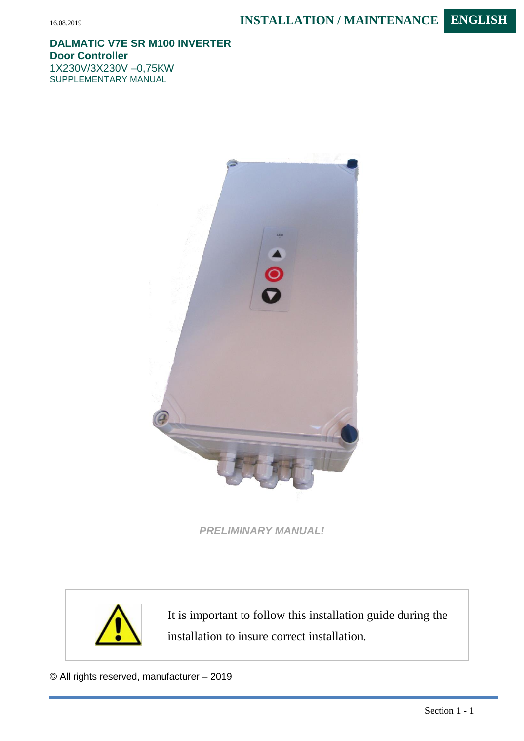# DALMATIC V7E SR M100 INVERTER

**Door Controller**

1X230V/3X230V –0,75KW

SUPPLEMENTARY MANUAL

*PRELIMINARY MANUAL!*

It is important to follow this installation guide during the installation to insure correct installation.

© All rights reserved, manufacturer – 2019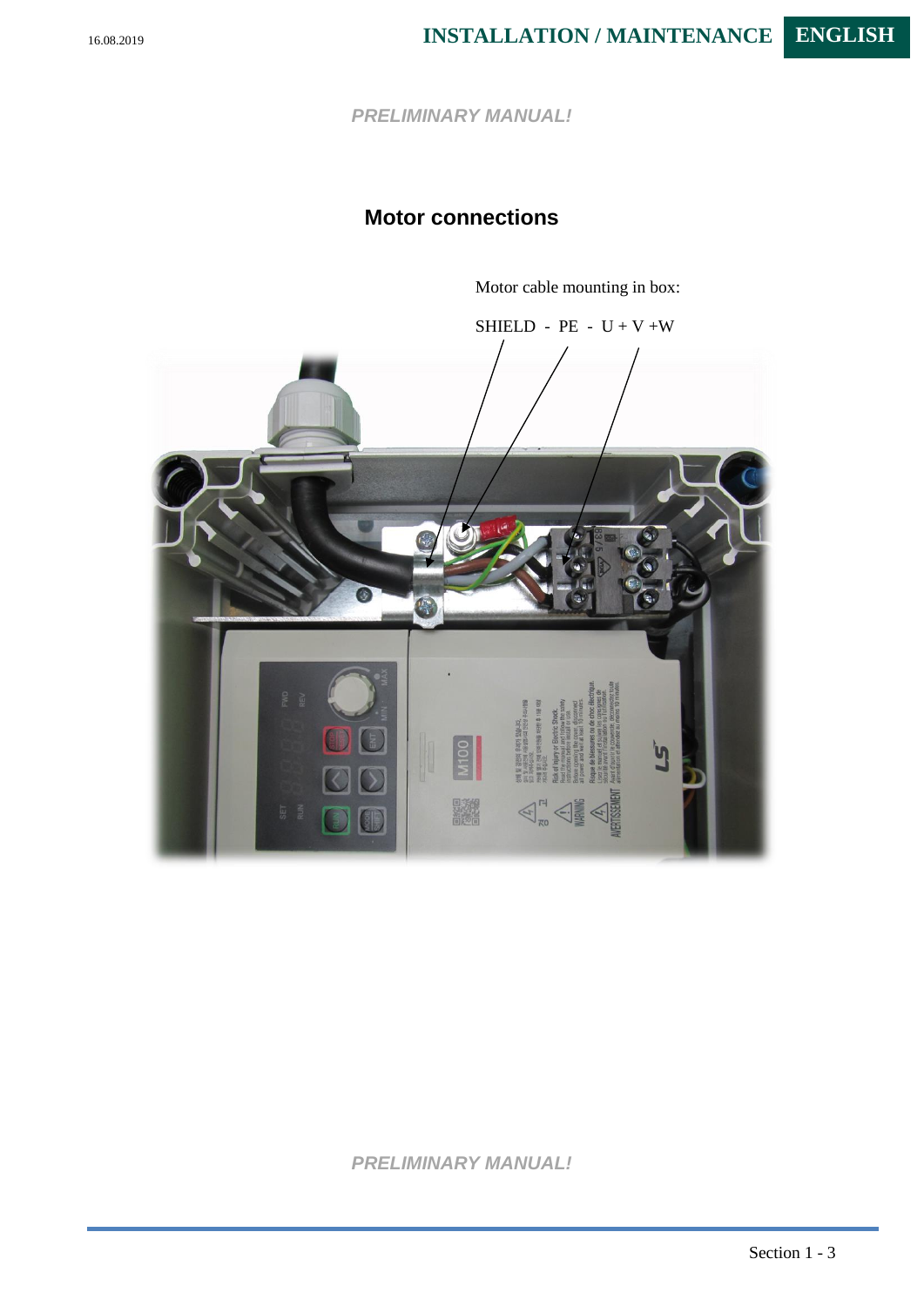*PRELIMINARY MANUAL!*

## Motor connections

Motor cable mounting in box:

SHIELD - PE - U + V +W

*PRELIMINARY MANUAL!*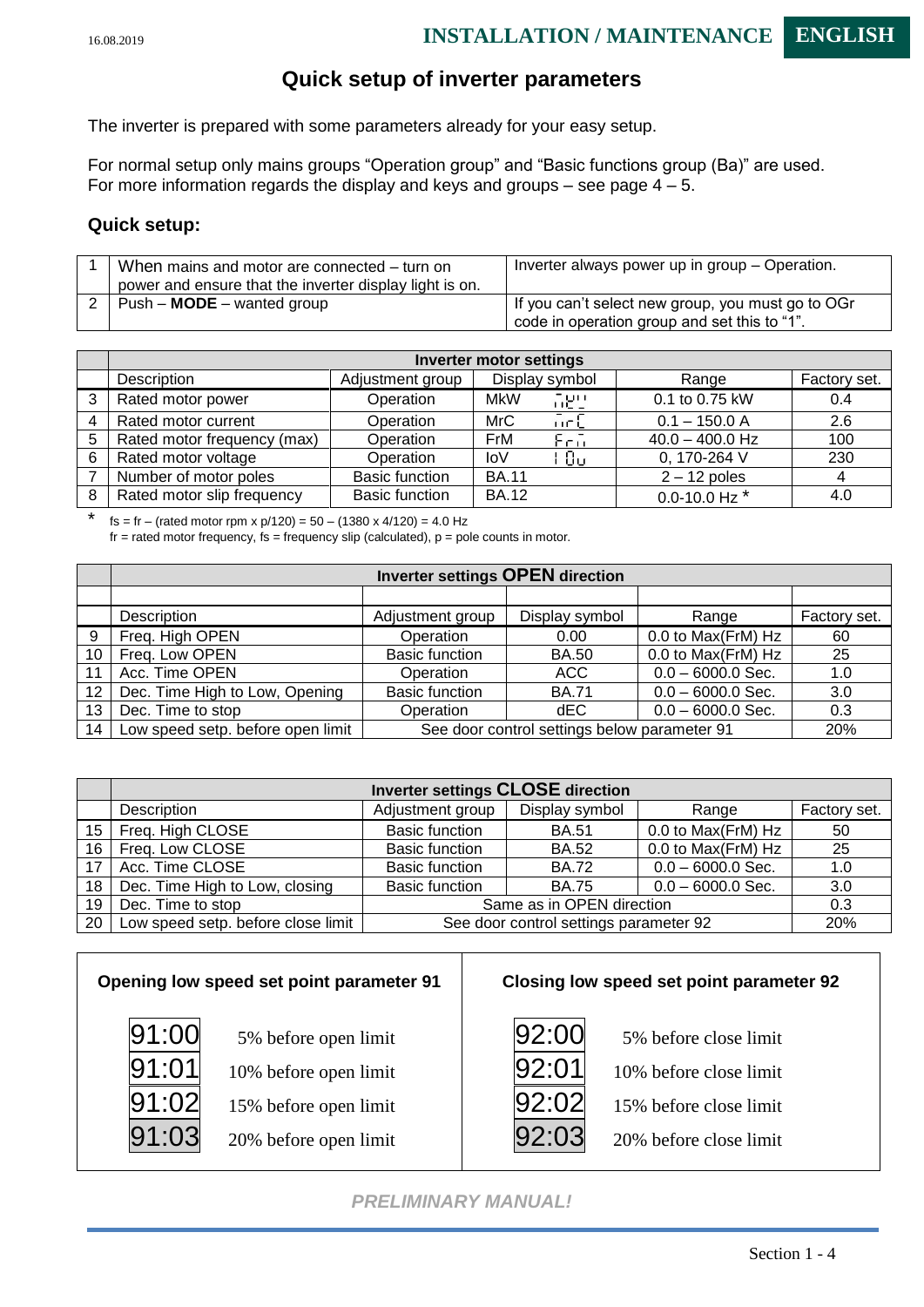## Quick setup of inverter parameters

The inverter is prepared with some parameters already for your easy setup.

For normal setup only mains groups “Operation group” and “Basic functions group (Ba)” are used.
For more information regards the display and keys and groups – see page 4 – 5.

### Quick setup:

| | | |
|---|---|---|
| 1 | When mains and motor are connected – turn on power and ensure that the inverter display light is on. | Inverter always power up in group – Operation. |
| 2 | Push – **MODE** – wanted group | If you can’t select new group, you must go to OGr code in operation group and set this to “1”. |

| | Inverter motor settings | | | | |
|---|---|---|---|---|---|
| | Description | Adjustment group | Display symbol | Range | Factory set. |
| 3 | Rated motor power | Operation | MkW | 0.1 to 0.75 kW | 0.4 |
| 4 | Rated motor current | Operation | MrC | 0.1 – 150.0 A | 2.6 |
| 5 | Rated motor frequency (max) | Operation | FrM | 40.0 – 400.0 Hz | 100 |
| 6 | Rated motor voltage | Operation | IoV | 0, 170-264 V | 230 |
| 7 | Number of motor poles | Basic function | BA.11 | 2 – 12 poles | 4 |
| 8 | Rated motor slip frequency | Basic function | BA.12 | 0.0-10.0 Hz * | 4.0 |

\* fs = fr – (rated motor rpm x p/120) = 50 – (1380 x 4/120) = 4.0 Hz
fr = rated motor frequency, fs = frequency slip (calculated), p = pole counts in motor.

| | Inverter settings **OPEN** direction | | | | |
|---|---|---|---|---|---|
| | Description | Adjustment group | Display symbol | Range | Factory set. |
| 9 | Freq. High OPEN | Operation | 0.00 | 0.0 to Max(FrM) Hz | 60 |
| 10 | Freq. Low OPEN | Basic function | BA.50 | 0.0 to Max(FrM) Hz | 25 |
| 11 | Acc. Time OPEN | Operation | ACC | 0.0 – 6000.0 Sec. | 1.0 |
| 12 | Dec. Time High to Low, Opening | Basic function | BA.71 | 0.0 – 6000.0 Sec. | 3.0 |
| 13 | Dec. Time to stop | Operation | dEC | 0.0 – 6000.0 Sec. | 0.3 |
| 14 | Low speed setp. before open limit | See door control settings below parameter 91 | | | 20% |

| | Inverter settings **CLOSE** direction | | | | |
|---|---|---|---|---|---|
| | Description | Adjustment group | Display symbol | Range | Factory set. |
| 15 | Freq. High CLOSE | Basic function | BA.51 | 0.0 to Max(FrM) Hz | 50 |
| 16 | Freq. Low CLOSE | Basic function | BA.52 | 0.0 to Max(FrM) Hz | 25 |
| 17 | Acc. Time CLOSE | Basic function | BA.72 | 0.0 – 6000.0 Sec. | 1.0 |
| 18 | Dec. Time High to Low, closing | Basic function | BA.75 | 0.0 – 6000.0 Sec. | 3.0 |
| 19 | Dec. Time to stop | Same as in OPEN direction | | | 0.3 |
| 20 | Low speed setp. before close limit | See door control settings parameter 92 | | | 20% |

| Opening low speed set point parameter 91 | | Closing low speed set point parameter 92 | |
|---|---|---|---|
| 91:00 | 5% before open limit | 92:00 | 5% before close limit |
| 91:01 | 10% before open limit | 92:01 | 10% before close limit |
| 91:02 | 15% before open limit | 92:02 | 15% before close limit |
| 91:03 | 20% before open limit | 92:03 | 20% before close limit |

*PRELIMINARY MANUAL!*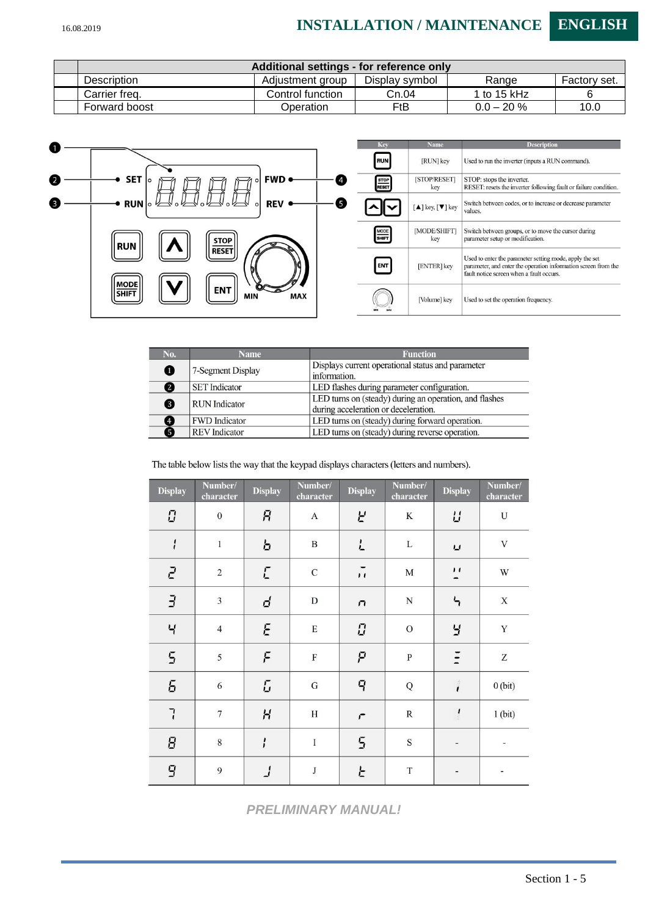| Additional settings - for reference only | | | | |
|---|---|---|---|---|
| Description | Adjustment group | Display symbol | Range | Factory set. |
| Carrier freq. | Control function | Cn.04 | 1 to 15 kHz | 6 |
| Forward boost | Operation | FtB | 0.0 – 20 % | 10.0 |

| Key | Name | Description |
|---|---|---|
| RUN | [RUN] key | Used to run the inverter (inputs a RUN command). |
| STOP RESET | [STOP/RESET] key | STOP: stops the inverter. RESET: resets the inverter following fault or failure condition. |
| ▲ ▼ | [▲] key, [▼] key | Switch between codes, or to increase or decrease parameter values. |
| MODE SHIFT | [MODE/SHIFT] key | Switch between groups, or to move the cursor during parameter setup or modification. |
| ENT | [ENTER] key | Used to enter the parameter setting mode, apply the set parameter, and enter the operation information screen from the fault notice screen when a fault occurs. |
| MIN MAX | [Volume] key | Used to set the operation frequency. |

| No. | Name | Function |
|---|---|---|
| 1 | 7-Segment Display | Displays current operational status and parameter information. |
| 2 | SET Indicator | LED flashes during parameter configuration. |
| 3 | RUN Indicator | LED turns on (steady) during an operation, and flashes during acceleration or deceleration. |
| 4 | FWD Indicator | LED turns on (steady) during forward operation. |
| 5 | REV Indicator | LED turns on (steady) during reverse operation. |

The table below lists the way that the keypad displays characters (letters and numbers).

| Display | Number/ character | Display | Number/ character | Display | Number/ character | Display | Number/ character |
|---|---|---|---|---|---|---|---|
| 0 | 0 | A | A | K | K | U | U |
| 1 | 1 | b | B | L | L | V | V |
| 2 | 2 | C | C | M | M | W | W |
| 3 | 3 | d | D | n | N | X | X |
| 4 | 4 | E | E | O | O | Y | Y |
| 5 | 5 | F | F | P | P | Z | Z |
| 6 | 6 | G | G | q | Q | 0 (bit) | 0 (bit) |
| 7 | 7 | H | H | r | R | 1 (bit) | 1 (bit) |
| 8 | 8 | I | I | S | S | - | - |
| 9 | 9 | J | J | t | T | - | - |

*PRELIMINARY MANUAL!*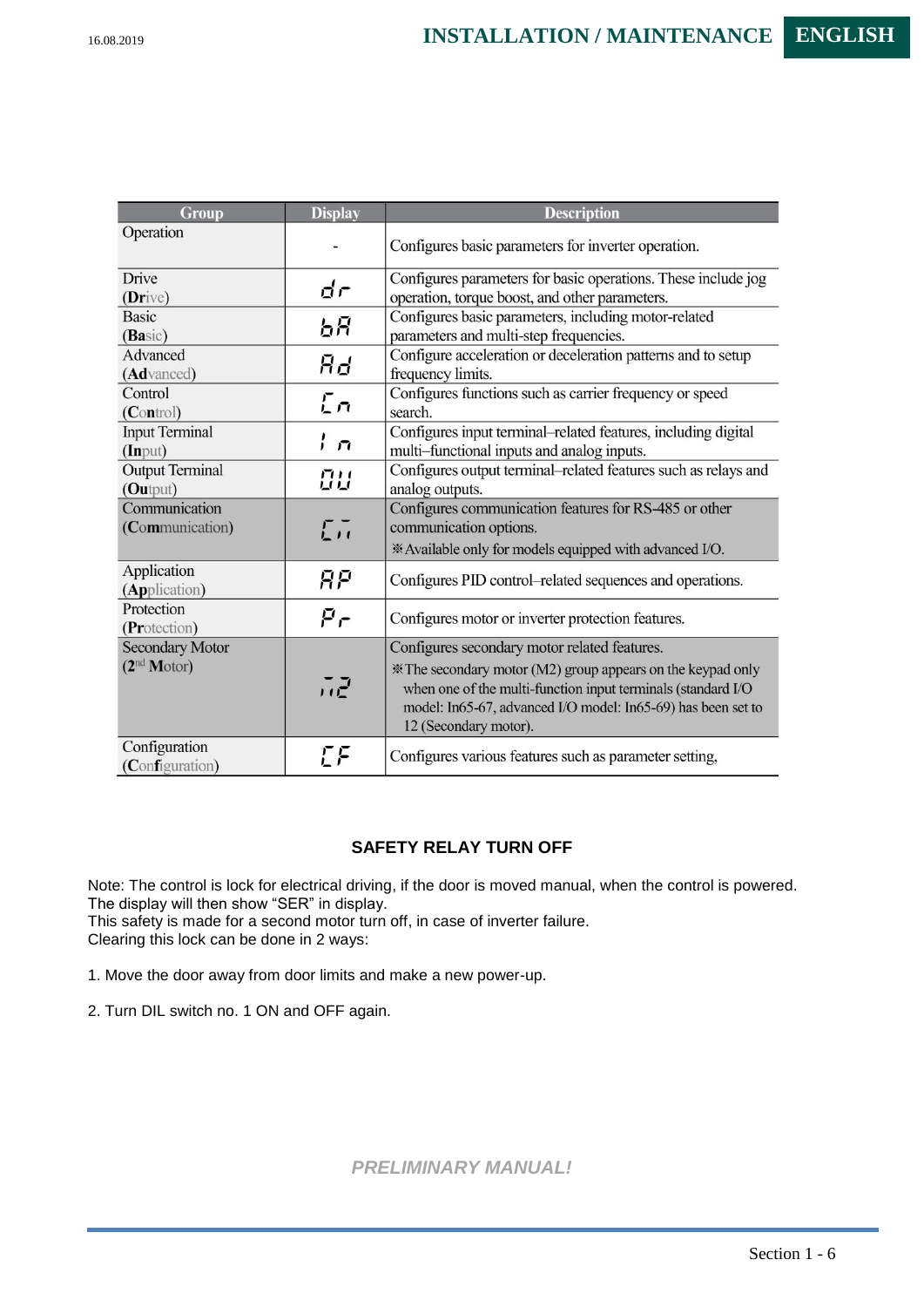| Group | Display | Description |
|---|---|---|
| Operation | - | Configures basic parameters for inverter operation. |
| Drive (**Dr**ive) | dr | Configures parameters for basic operations. These include jog operation, torque boost, and other parameters. |
| Basic (**Ba**sic) | bA | Configures basic parameters, including motor-related parameters and multi-step frequencies. |
| Advanced (**Ad**vanced) | Ad | Configure acceleration or deceleration patterns and to setup frequency limits. |
| Control (**Con**trol) | Cn | Configures functions such as carrier frequency or speed search. |
| Input Terminal (**In**put) | In | Configures input terminal–related features, including digital multi–functional inputs and analog inputs. |
| Output Terminal (**Ou**tput) | OU | Configures output terminal–related features such as relays and analog outputs. |
| Communication (**Com**munication) | CM | Configures communication features for RS-485 or other communication options. ※Available only for models equipped with advanced I/O. |
| Application (**Ap**plication) | AP | Configures PID control–related sequences and operations. |
| Protection (**Pr**otection) | Pr | Configures motor or inverter protection features. |
| Secondary Motor (2nd Motor) | M2 | Configures secondary motor related features. ※The secondary motor (M2) group appears on the keypad only when one of the multi-function input terminals (standard I/O model: In65-67, advanced I/O model: In65-69) has been set to 12 (Secondary motor). |
| Configuration (**Config**uration) | CF | Configures various features such as parameter setting, |

## SAFETY RELAY TURN OFF

Note: The control is lock for electrical driving, if the door is moved manual, when the control is powered.
The display will then show "SER" in display.
This safety is made for a second motor turn off, in case of inverter failure.
Clearing this lock can be done in 2 ways:

1. Move the door away from door limits and make a new power-up.

2. Turn DIL switch no. 1 ON and OFF again.

*PRELIMINARY MANUAL!*